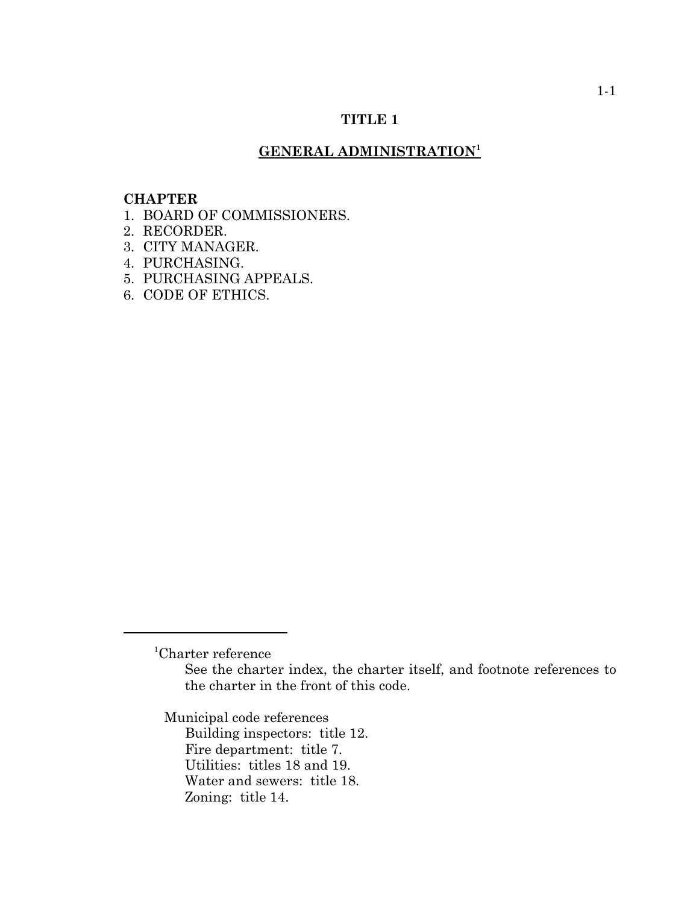# TITLE 1

## GENERAL ADMINISTRATION[1]

**CHAPTER**

1. BOARD OF COMMISSIONERS.
2. RECORDER.
3. CITY MANAGER.
4. PURCHASING.
5. PURCHASING APPEALS.
6. CODE OF ETHICS.

---

[1]Charter reference

See the charter index, the charter itself, and footnote references to the charter in the front of this code.

Municipal code references

Building inspectors: title 12.
Fire department: title 7.
Utilities: titles 18 and 19.
Water and sewers: title 18.
Zoning: title 14.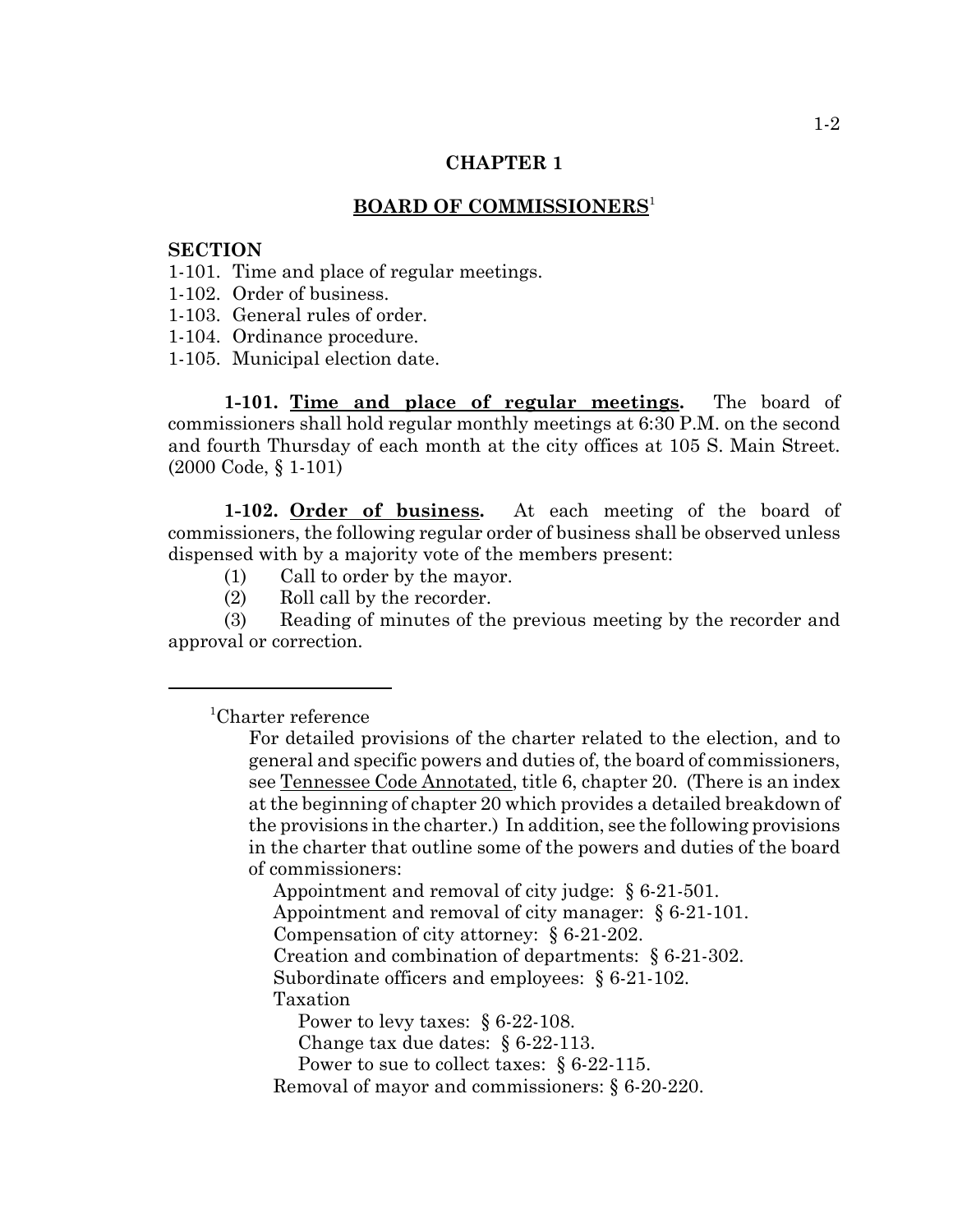## CHAPTER 1

## BOARD OF COMMISSIONERS[1]

**SECTION**

1-101. Time and place of regular meetings.
1-102. Order of business.
1-103. General rules of order.
1-104. Ordinance procedure.
1-105. Municipal election date.

**1-101. Time and place of regular meetings.** The board of commissioners shall hold regular monthly meetings at 6:30 P.M. on the second and fourth Thursday of each month at the city offices at 105 S. Main Street. (2000 Code, § 1-101)

**1-102. Order of business.** At each meeting of the board of commissioners, the following regular order of business shall be observed unless dispensed with by a majority vote of the members present:

(1) Call to order by the mayor.
(2) Roll call by the recorder.
(3) Reading of minutes of the previous meeting by the recorder and approval or correction.

---

[1]Charter reference

For detailed provisions of the charter related to the election, and to general and specific powers and duties of, the board of commissioners, see Tennessee Code Annotated, title 6, chapter 20. (There is an index at the beginning of chapter 20 which provides a detailed breakdown of the provisions in the charter.) In addition, see the following provisions in the charter that outline some of the powers and duties of the board of commissioners:

Appointment and removal of city judge: § 6-21-501.
Appointment and removal of city manager: § 6-21-101.
Compensation of city attorney: § 6-21-202.
Creation and combination of departments: § 6-21-302.
Subordinate officers and employees: § 6-21-102.
Taxation
  Power to levy taxes: § 6-22-108.
  Change tax due dates: § 6-22-113.
  Power to sue to collect taxes: § 6-22-115.
Removal of mayor and commissioners: § 6-20-220.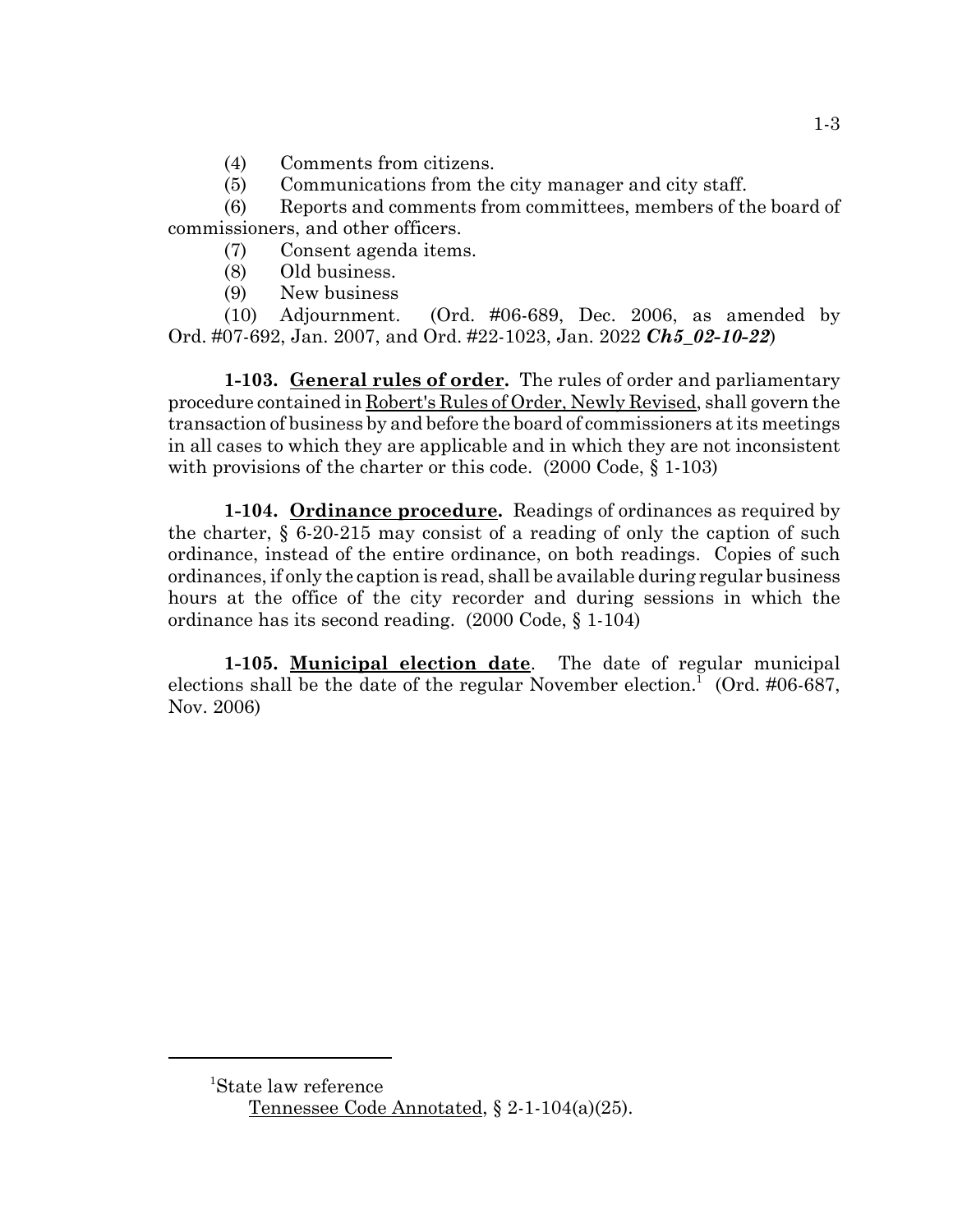(4) Comments from citizens.

(5) Communications from the city manager and city staff.

(6) Reports and comments from committees, members of the board of commissioners, and other officers.

(7) Consent agenda items.

(8) Old business.

(9) New business

(10) Adjournment. (Ord. #06-689, Dec. 2006, as amended by Ord. #07-692, Jan. 2007, and Ord. #22-1023, Jan. 2022 ***Ch5_02-10-22***)

**1-103. General rules of order.** The rules of order and parliamentary procedure contained in Robert's Rules of Order, Newly Revised, shall govern the transaction of business by and before the board of commissioners at its meetings in all cases to which they are applicable and in which they are not inconsistent with provisions of the charter or this code. (2000 Code, § 1-103)

**1-104. Ordinance procedure.** Readings of ordinances as required by the charter, § 6-20-215 may consist of a reading of only the caption of such ordinance, instead of the entire ordinance, on both readings. Copies of such ordinances, if only the caption is read, shall be available during regular business hours at the office of the city recorder and during sessions in which the ordinance has its second reading. (2000 Code, § 1-104)

**1-105. Municipal election date**. The date of regular municipal elections shall be the date of the regular November election.[1] (Ord. #06-687, Nov. 2006)

---

[1]State law reference

Tennessee Code Annotated, § 2-1-104(a)(25).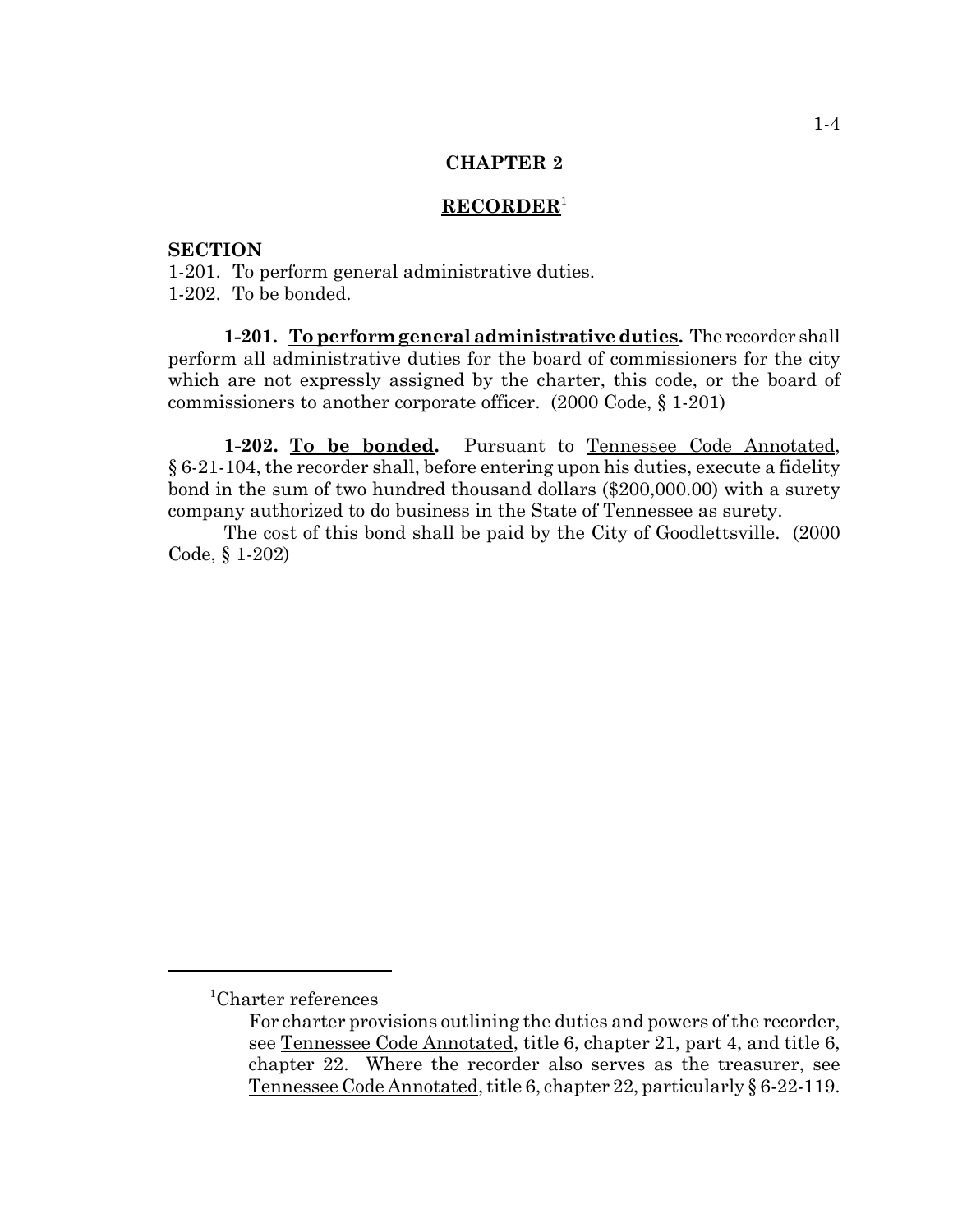## CHAPTER 2

## RECORDER[1]

**SECTION**

1-201. To perform general administrative duties.
1-202. To be bonded.

**1-201. To perform general administrative duties.** The recorder shall perform all administrative duties for the board of commissioners for the city which are not expressly assigned by the charter, this code, or the board of commissioners to another corporate officer. (2000 Code, § 1-201)

**1-202. To be bonded.** Pursuant to Tennessee Code Annotated, § 6-21-104, the recorder shall, before entering upon his duties, execute a fidelity bond in the sum of two hundred thousand dollars ($200,000.00) with a surety company authorized to do business in the State of Tennessee as surety.

The cost of this bond shall be paid by the City of Goodlettsville. (2000 Code, § 1-202)

---

[1]Charter references

For charter provisions outlining the duties and powers of the recorder, see Tennessee Code Annotated, title 6, chapter 21, part 4, and title 6, chapter 22. Where the recorder also serves as the treasurer, see Tennessee Code Annotated, title 6, chapter 22, particularly § 6-22-119.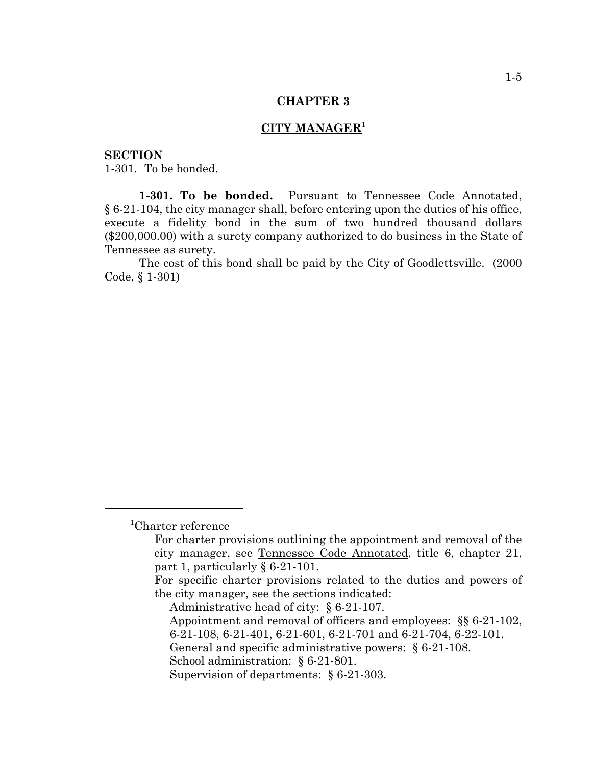# CHAPTER 3

## CITY MANAGER[1]

**SECTION**
1-301. To be bonded.

**1-301. To be bonded.** Pursuant to Tennessee Code Annotated, § 6-21-104, the city manager shall, before entering upon the duties of his office, execute a fidelity bond in the sum of two hundred thousand dollars ($200,000.00) with a surety company authorized to do business in the State of Tennessee as surety.

The cost of this bond shall be paid by the City of Goodlettsville. (2000 Code, § 1-301)

---

[1]Charter reference

For charter provisions outlining the appointment and removal of the city manager, see Tennessee Code Annotated, title 6, chapter 21, part 1, particularly § 6-21-101.

For specific charter provisions related to the duties and powers of the city manager, see the sections indicated:

- Administrative head of city: § 6-21-107.
- Appointment and removal of officers and employees: §§ 6-21-102, 6-21-108, 6-21-401, 6-21-601, 6-21-701 and 6-21-704, 6-22-101.
- General and specific administrative powers: § 6-21-108.
- School administration: § 6-21-801.
- Supervision of departments: § 6-21-303.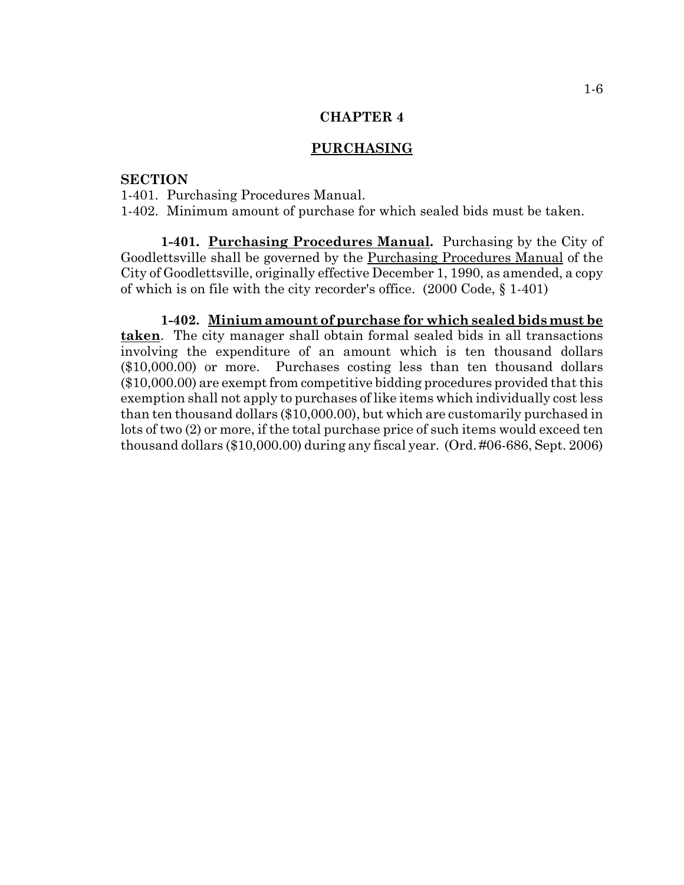# CHAPTER 4

## PURCHASING

**SECTION**

1-401. Purchasing Procedures Manual.
1-402. Minimum amount of purchase for which sealed bids must be taken.

**1-401. Purchasing Procedures Manual.** Purchasing by the City of Goodlettsville shall be governed by the Purchasing Procedures Manual of the City of Goodlettsville, originally effective December 1, 1990, as amended, a copy of which is on file with the city recorder's office. (2000 Code, § 1-401)

**1-402. Minium amount of purchase for which sealed bids must be taken**. The city manager shall obtain formal sealed bids in all transactions involving the expenditure of an amount which is ten thousand dollars ($10,000.00) or more. Purchases costing less than ten thousand dollars ($10,000.00) are exempt from competitive bidding procedures provided that this exemption shall not apply to purchases of like items which individually cost less than ten thousand dollars ($10,000.00), but which are customarily purchased in lots of two (2) or more, if the total purchase price of such items would exceed ten thousand dollars ($10,000.00) during any fiscal year. (Ord. #06-686, Sept. 2006)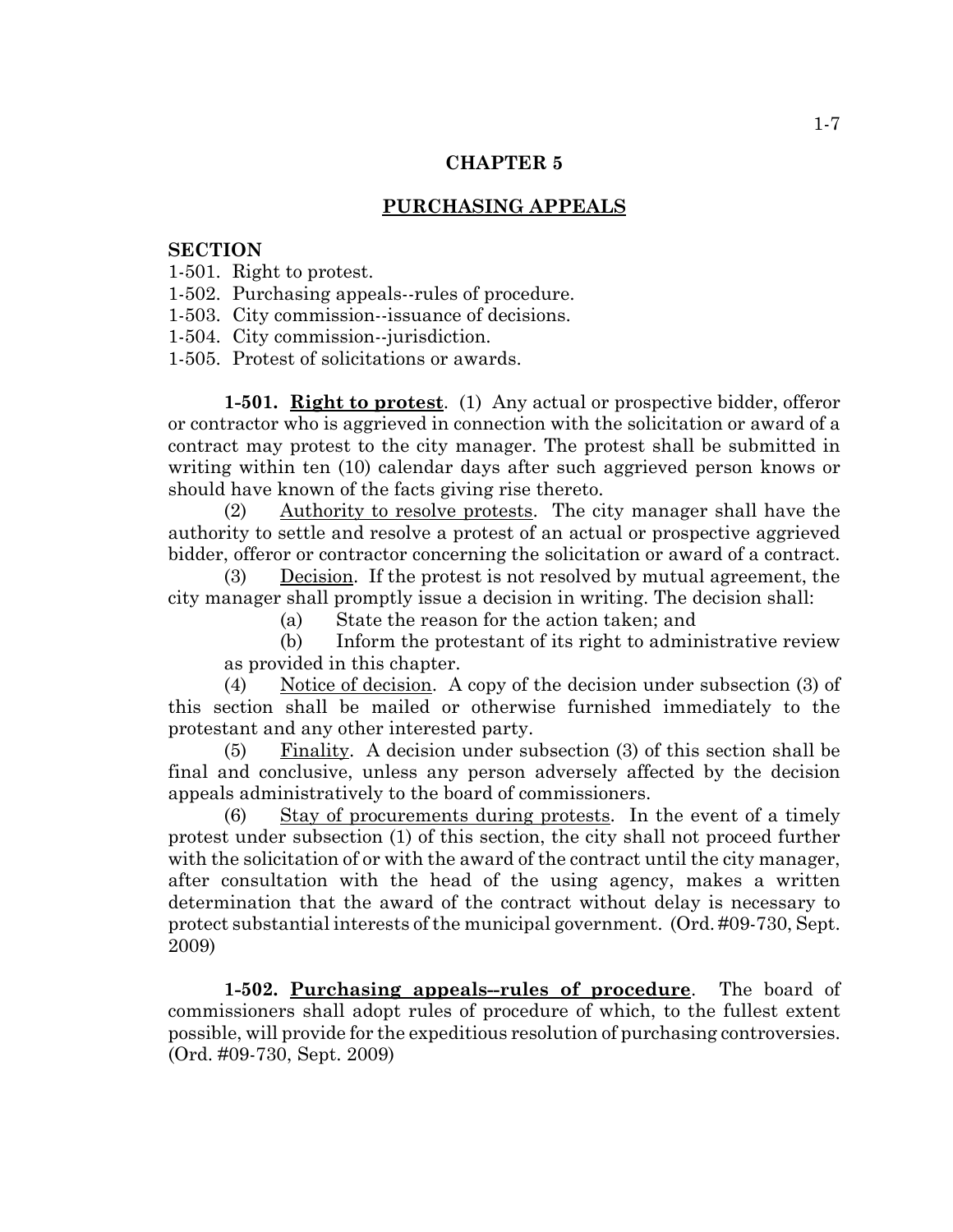# CHAPTER 5

## PURCHASING APPEALS

**SECTION**

1-501. Right to protest.
1-502. Purchasing appeals--rules of procedure.
1-503. City commission--issuance of decisions.
1-504. City commission--jurisdiction.
1-505. Protest of solicitations or awards.

**1-501. Right to protest**. (1) Any actual or prospective bidder, offeror or contractor who is aggrieved in connection with the solicitation or award of a contract may protest to the city manager. The protest shall be submitted in writing within ten (10) calendar days after such aggrieved person knows or should have known of the facts giving rise thereto.

(2) Authority to resolve protests. The city manager shall have the authority to settle and resolve a protest of an actual or prospective aggrieved bidder, offeror or contractor concerning the solicitation or award of a contract.

(3) Decision. If the protest is not resolved by mutual agreement, the city manager shall promptly issue a decision in writing. The decision shall:

(a) State the reason for the action taken; and

(b) Inform the protestant of its right to administrative review as provided in this chapter.

(4) Notice of decision. A copy of the decision under subsection (3) of this section shall be mailed or otherwise furnished immediately to the protestant and any other interested party.

(5) Finality. A decision under subsection (3) of this section shall be final and conclusive, unless any person adversely affected by the decision appeals administratively to the board of commissioners.

(6) Stay of procurements during protests. In the event of a timely protest under subsection (1) of this section, the city shall not proceed further with the solicitation of or with the award of the contract until the city manager, after consultation with the head of the using agency, makes a written determination that the award of the contract without delay is necessary to protect substantial interests of the municipal government. (Ord. #09-730, Sept. 2009)

**1-502. Purchasing appeals--rules of procedure**. The board of commissioners shall adopt rules of procedure of which, to the fullest extent possible, will provide for the expeditious resolution of purchasing controversies. (Ord. #09-730, Sept. 2009)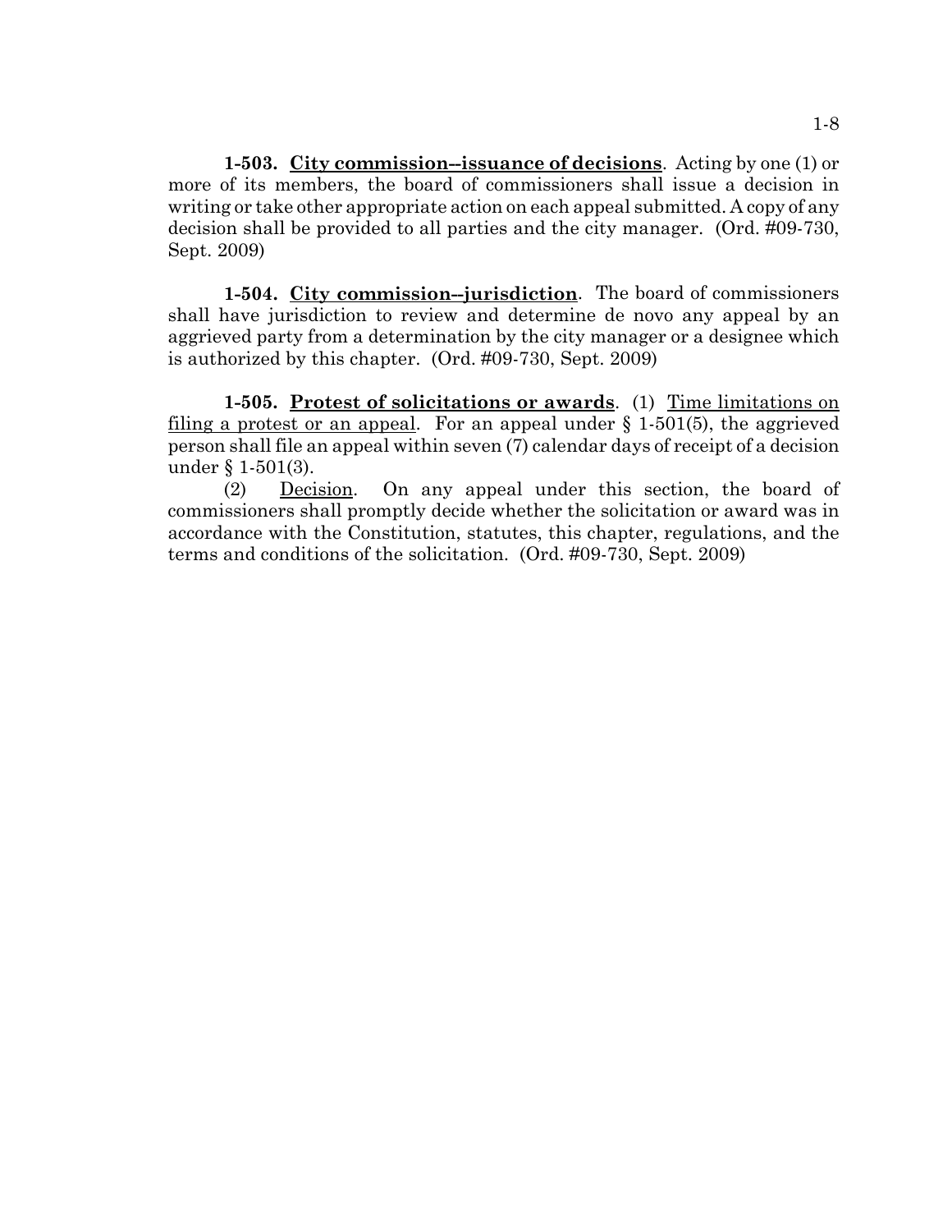**1-503. City commission--issuance of decisions**. Acting by one (1) or more of its members, the board of commissioners shall issue a decision in writing or take other appropriate action on each appeal submitted. A copy of any decision shall be provided to all parties and the city manager. (Ord. #09-730, Sept. 2009)

**1-504. City commission--jurisdiction**. The board of commissioners shall have jurisdiction to review and determine de novo any appeal by an aggrieved party from a determination by the city manager or a designee which is authorized by this chapter. (Ord. #09-730, Sept. 2009)

**1-505. Protest of solicitations or awards**. (1) Time limitations on filing a protest or an appeal. For an appeal under § 1-501(5), the aggrieved person shall file an appeal within seven (7) calendar days of receipt of a decision under § 1-501(3).

(2) Decision. On any appeal under this section, the board of commissioners shall promptly decide whether the solicitation or award was in accordance with the Constitution, statutes, this chapter, regulations, and the terms and conditions of the solicitation. (Ord. #09-730, Sept. 2009)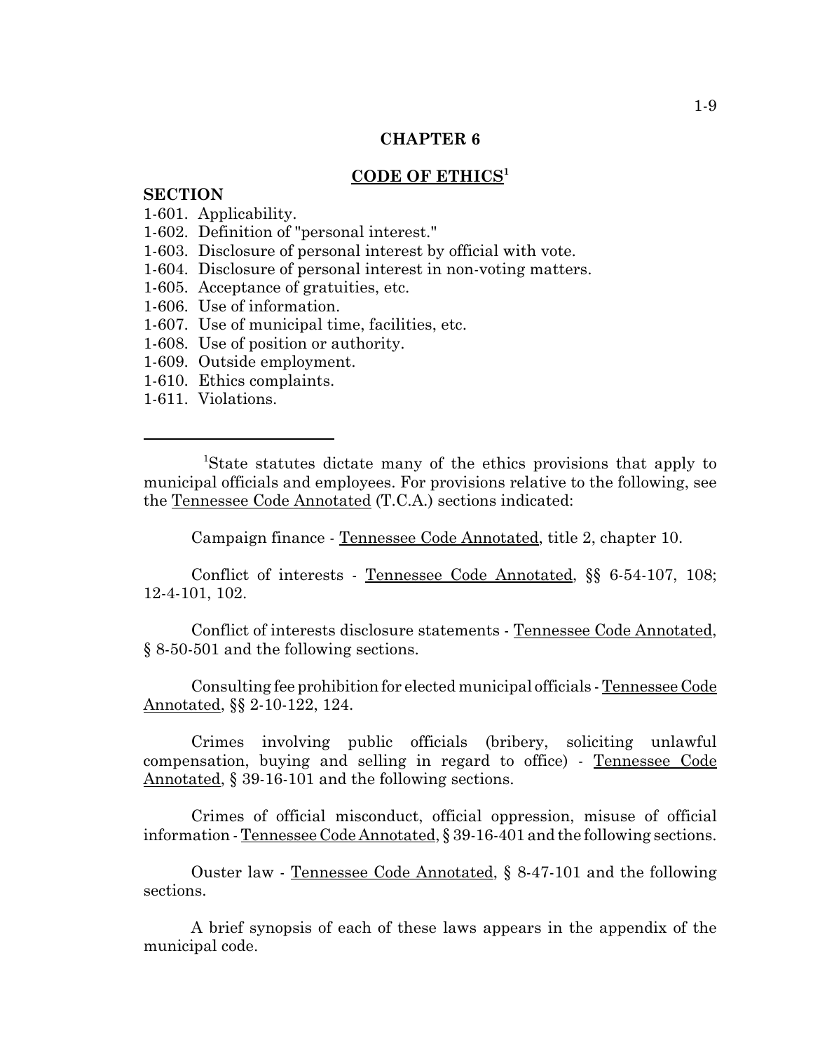## CHAPTER 6

## CODE OF ETHICS[1]

**SECTION**

1-601. Applicability.
1-602. Definition of "personal interest."
1-603. Disclosure of personal interest by official with vote.
1-604. Disclosure of personal interest in non-voting matters.
1-605. Acceptance of gratuities, etc.
1-606. Use of information.
1-607. Use of municipal time, facilities, etc.
1-608. Use of position or authority.
1-609. Outside employment.
1-610. Ethics complaints.
1-611. Violations.

---

[1]State statutes dictate many of the ethics provisions that apply to municipal officials and employees. For provisions relative to the following, see the Tennessee Code Annotated (T.C.A.) sections indicated:

Campaign finance - Tennessee Code Annotated, title 2, chapter 10.

Conflict of interests - Tennessee Code Annotated, §§ 6-54-107, 108; 12-4-101, 102.

Conflict of interests disclosure statements - Tennessee Code Annotated, § 8-50-501 and the following sections.

Consulting fee prohibition for elected municipal officials - Tennessee Code Annotated, §§ 2-10-122, 124.

Crimes involving public officials (bribery, soliciting unlawful compensation, buying and selling in regard to office) - Tennessee Code Annotated, § 39-16-101 and the following sections.

Crimes of official misconduct, official oppression, misuse of official information - Tennessee Code Annotated, § 39-16-401 and the following sections.

Ouster law - Tennessee Code Annotated, § 8-47-101 and the following sections.

A brief synopsis of each of these laws appears in the appendix of the municipal code.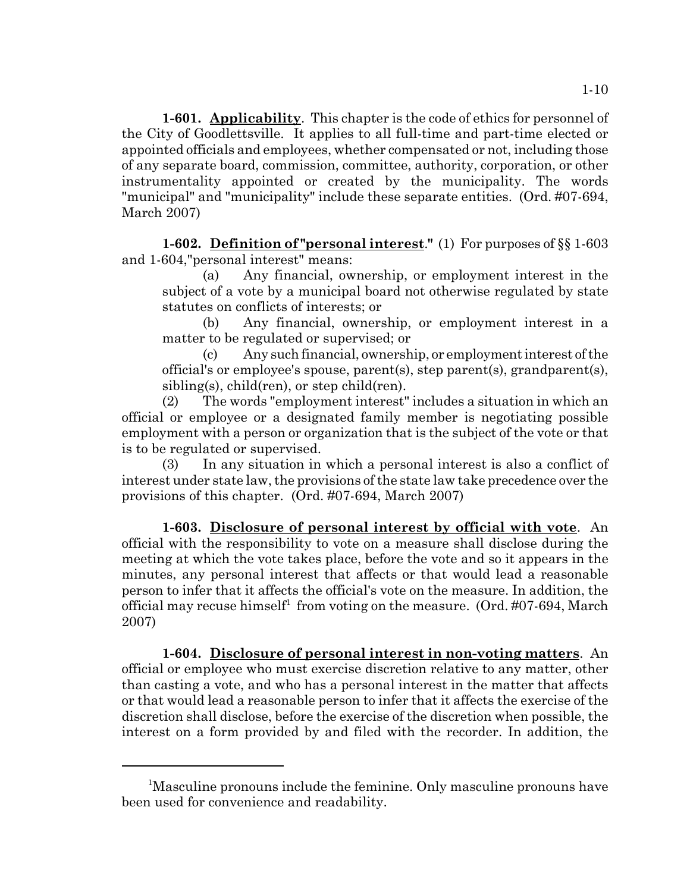**1-601. Applicability**. This chapter is the code of ethics for personnel of the City of Goodlettsville. It applies to all full-time and part-time elected or appointed officials and employees, whether compensated or not, including those of any separate board, commission, committee, authority, corporation, or other instrumentality appointed or created by the municipality. The words "municipal" and "municipality" include these separate entities. (Ord. #07-694, March 2007)

**1-602. Definition of "personal interest."** (1) For purposes of §§ 1-603 and 1-604, "personal interest" means:

(a) Any financial, ownership, or employment interest in the subject of a vote by a municipal board not otherwise regulated by state statutes on conflicts of interests; or

(b) Any financial, ownership, or employment interest in a matter to be regulated or supervised; or

(c) Any such financial, ownership, or employment interest of the official's or employee's spouse, parent(s), step parent(s), grandparent(s), sibling(s), child(ren), or step child(ren).

(2) The words "employment interest" includes a situation in which an official or employee or a designated family member is negotiating possible employment with a person or organization that is the subject of the vote or that is to be regulated or supervised.

(3) In any situation in which a personal interest is also a conflict of interest under state law, the provisions of the state law take precedence over the provisions of this chapter. (Ord. #07-694, March 2007)

**1-603. Disclosure of personal interest by official with vote**. An official with the responsibility to vote on a measure shall disclose during the meeting at which the vote takes place, before the vote and so it appears in the minutes, any personal interest that affects or that would lead a reasonable person to infer that it affects the official's vote on the measure. In addition, the official may recuse himself[1] from voting on the measure. (Ord. #07-694, March 2007)

**1-604. Disclosure of personal interest in non-voting matters**. An official or employee who must exercise discretion relative to any matter, other than casting a vote, and who has a personal interest in the matter that affects or that would lead a reasonable person to infer that it affects the exercise of the discretion shall disclose, before the exercise of the discretion when possible, the interest on a form provided by and filed with the recorder. In addition, the

---

[1]Masculine pronouns include the feminine. Only masculine pronouns have been used for convenience and readability.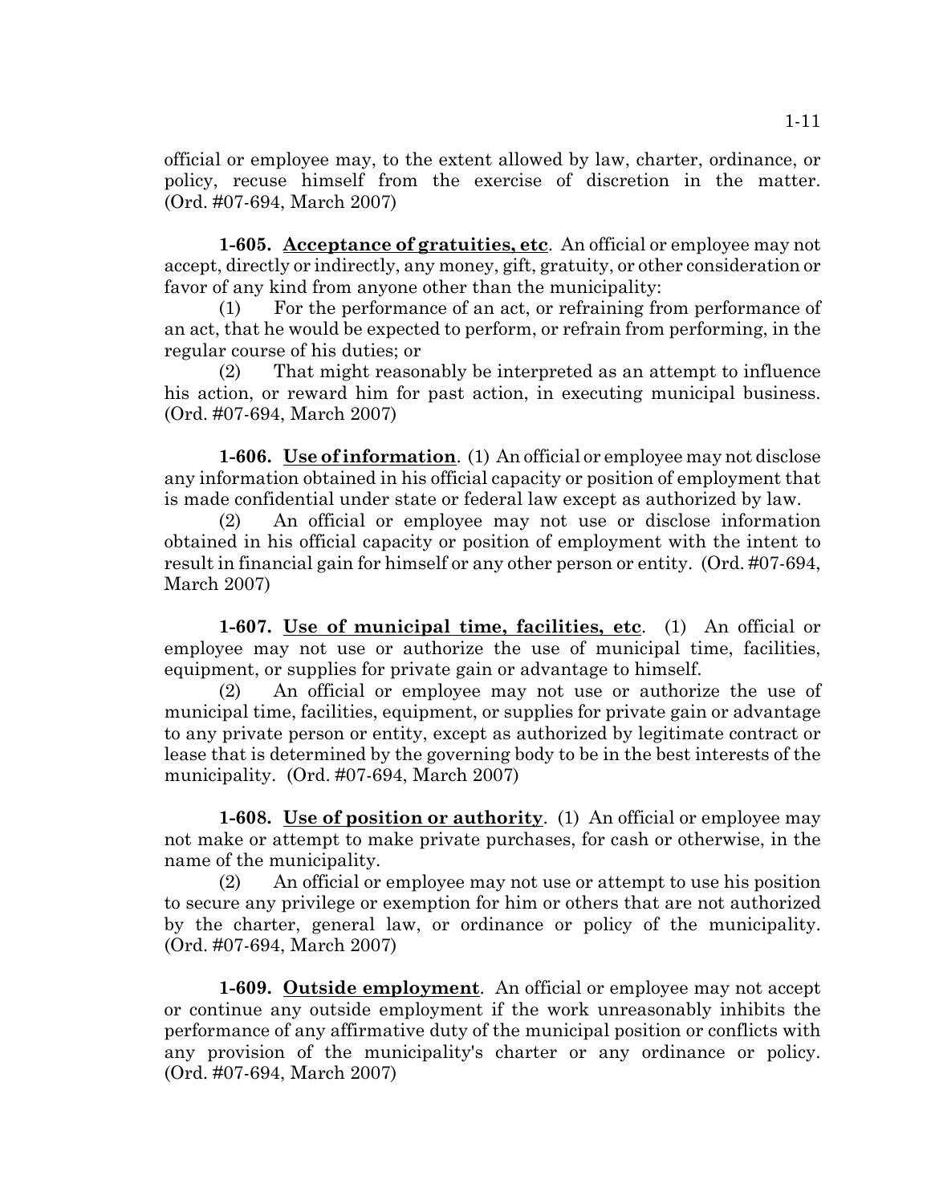official or employee may, to the extent allowed by law, charter, ordinance, or policy, recuse himself from the exercise of discretion in the matter. (Ord. #07-694, March 2007)

**1-605. Acceptance of gratuities, etc**. An official or employee may not accept, directly or indirectly, any money, gift, gratuity, or other consideration or favor of any kind from anyone other than the municipality:

(1) For the performance of an act, or refraining from performance of an act, that he would be expected to perform, or refrain from performing, in the regular course of his duties; or

(2) That might reasonably be interpreted as an attempt to influence his action, or reward him for past action, in executing municipal business. (Ord. #07-694, March 2007)

**1-606. Use of information**. (1) An official or employee may not disclose any information obtained in his official capacity or position of employment that is made confidential under state or federal law except as authorized by law.

(2) An official or employee may not use or disclose information obtained in his official capacity or position of employment with the intent to result in financial gain for himself or any other person or entity. (Ord. #07-694, March 2007)

**1-607. Use of municipal time, facilities, etc**. (1) An official or employee may not use or authorize the use of municipal time, facilities, equipment, or supplies for private gain or advantage to himself.

(2) An official or employee may not use or authorize the use of municipal time, facilities, equipment, or supplies for private gain or advantage to any private person or entity, except as authorized by legitimate contract or lease that is determined by the governing body to be in the best interests of the municipality. (Ord. #07-694, March 2007)

**1-608. Use of position or authority**. (1) An official or employee may not make or attempt to make private purchases, for cash or otherwise, in the name of the municipality.

(2) An official or employee may not use or attempt to use his position to secure any privilege or exemption for him or others that are not authorized by the charter, general law, or ordinance or policy of the municipality. (Ord. #07-694, March 2007)

**1-609. Outside employment**. An official or employee may not accept or continue any outside employment if the work unreasonably inhibits the performance of any affirmative duty of the municipal position or conflicts with any provision of the municipality's charter or any ordinance or policy. (Ord. #07-694, March 2007)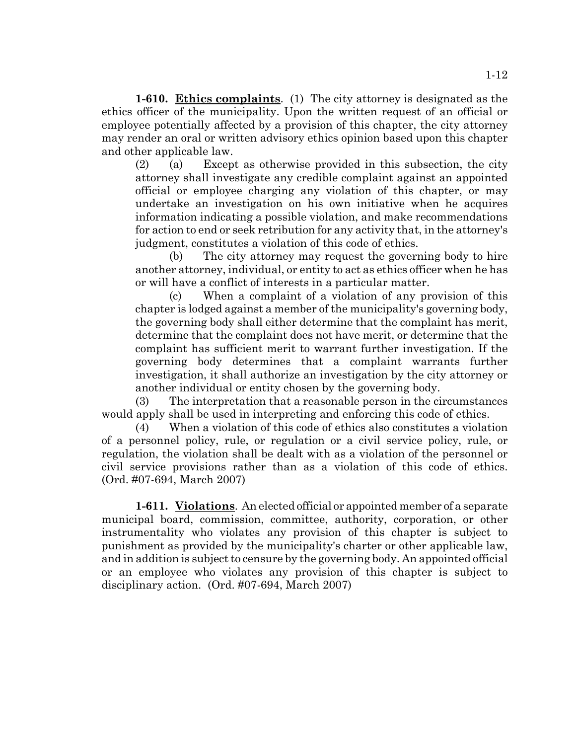**1-610. Ethics complaints**. (1) The city attorney is designated as the ethics officer of the municipality. Upon the written request of an official or employee potentially affected by a provision of this chapter, the city attorney may render an oral or written advisory ethics opinion based upon this chapter and other applicable law.

(2) (a) Except as otherwise provided in this subsection, the city attorney shall investigate any credible complaint against an appointed official or employee charging any violation of this chapter, or may undertake an investigation on his own initiative when he acquires information indicating a possible violation, and make recommendations for action to end or seek retribution for any activity that, in the attorney's judgment, constitutes a violation of this code of ethics.

(b) The city attorney may request the governing body to hire another attorney, individual, or entity to act as ethics officer when he has or will have a conflict of interests in a particular matter.

(c) When a complaint of a violation of any provision of this chapter is lodged against a member of the municipality's governing body, the governing body shall either determine that the complaint has merit, determine that the complaint does not have merit, or determine that the complaint has sufficient merit to warrant further investigation. If the governing body determines that a complaint warrants further investigation, it shall authorize an investigation by the city attorney or another individual or entity chosen by the governing body.

(3) The interpretation that a reasonable person in the circumstances would apply shall be used in interpreting and enforcing this code of ethics.

(4) When a violation of this code of ethics also constitutes a violation of a personnel policy, rule, or regulation or a civil service policy, rule, or regulation, the violation shall be dealt with as a violation of the personnel or civil service provisions rather than as a violation of this code of ethics. (Ord. #07-694, March 2007)

**1-611. Violations**. An elected official or appointed member of a separate municipal board, commission, committee, authority, corporation, or other instrumentality who violates any provision of this chapter is subject to punishment as provided by the municipality's charter or other applicable law, and in addition is subject to censure by the governing body. An appointed official or an employee who violates any provision of this chapter is subject to disciplinary action. (Ord. #07-694, March 2007)